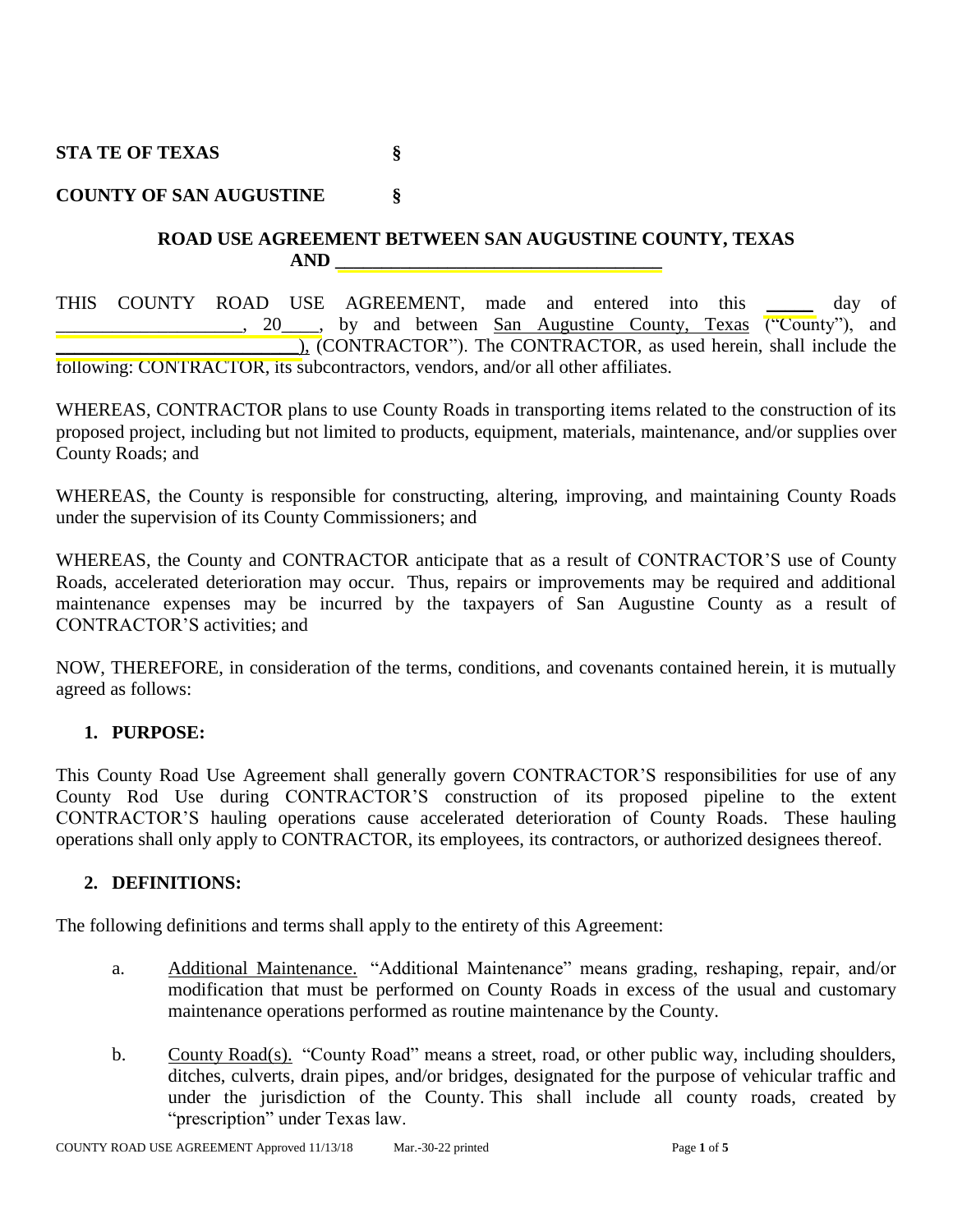**STA TE OF TEXAS §**

**COUNTY OF SAN AUGUSTINE §**

**ROAD USE AGREEMENT BETWEEN SAN AUGUSTINE COUNTY, TEXAS AND ___________________________________**

THIS COUNTY ROAD USE AGREEMENT, made and entered into this _____ day of ___________________, 20____, by and between San Augustine County, Texas ("County"), and __________________________), (CONTRACTOR"). The CONTRACTOR, as used herein, shall include the following: CONTRACTOR, its subcontractors, vendors, and/or all other affiliates.

WHEREAS, CONTRACTOR plans to use County Roads in transporting items related to the construction of its proposed project, including but not limited to products, equipment, materials, maintenance, and/or supplies over County Roads; and

WHEREAS, the County is responsible for constructing, altering, improving, and maintaining County Roads under the supervision of its County Commissioners; and

WHEREAS, the County and CONTRACTOR anticipate that as a result of CONTRACTOR'S use of County Roads, accelerated deterioration may occur. Thus, repairs or improvements may be required and additional maintenance expenses may be incurred by the taxpayers of San Augustine County as a result of CONTRACTOR'S activities; and

NOW, THEREFORE, in consideration of the terms, conditions, and covenants contained herein, it is mutually agreed as follows:

**1. PURPOSE:**

This County Road Use Agreement shall generally govern CONTRACTOR'S responsibilities for use of any County Rod Use during CONTRACTOR'S construction of its proposed pipeline to the extent CONTRACTOR'S hauling operations cause accelerated deterioration of County Roads. These hauling operations shall only apply to CONTRACTOR, its employees, its contractors, or authorized designees thereof.

**2. DEFINITIONS:**

The following definitions and terms shall apply to the entirety of this Agreement:

a. Additional Maintenance. "Additional Maintenance" means grading, reshaping, repair, and/or modification that must be performed on County Roads in excess of the usual and customary maintenance operations performed as routine maintenance by the County.

b. County Road(s). "County Road" means a street, road, or other public way, including shoulders, ditches, culverts, drain pipes, and/or bridges, designated for the purpose of vehicular traffic and under the jurisdiction of the County. This shall include all county roads, created by "prescription" under Texas law.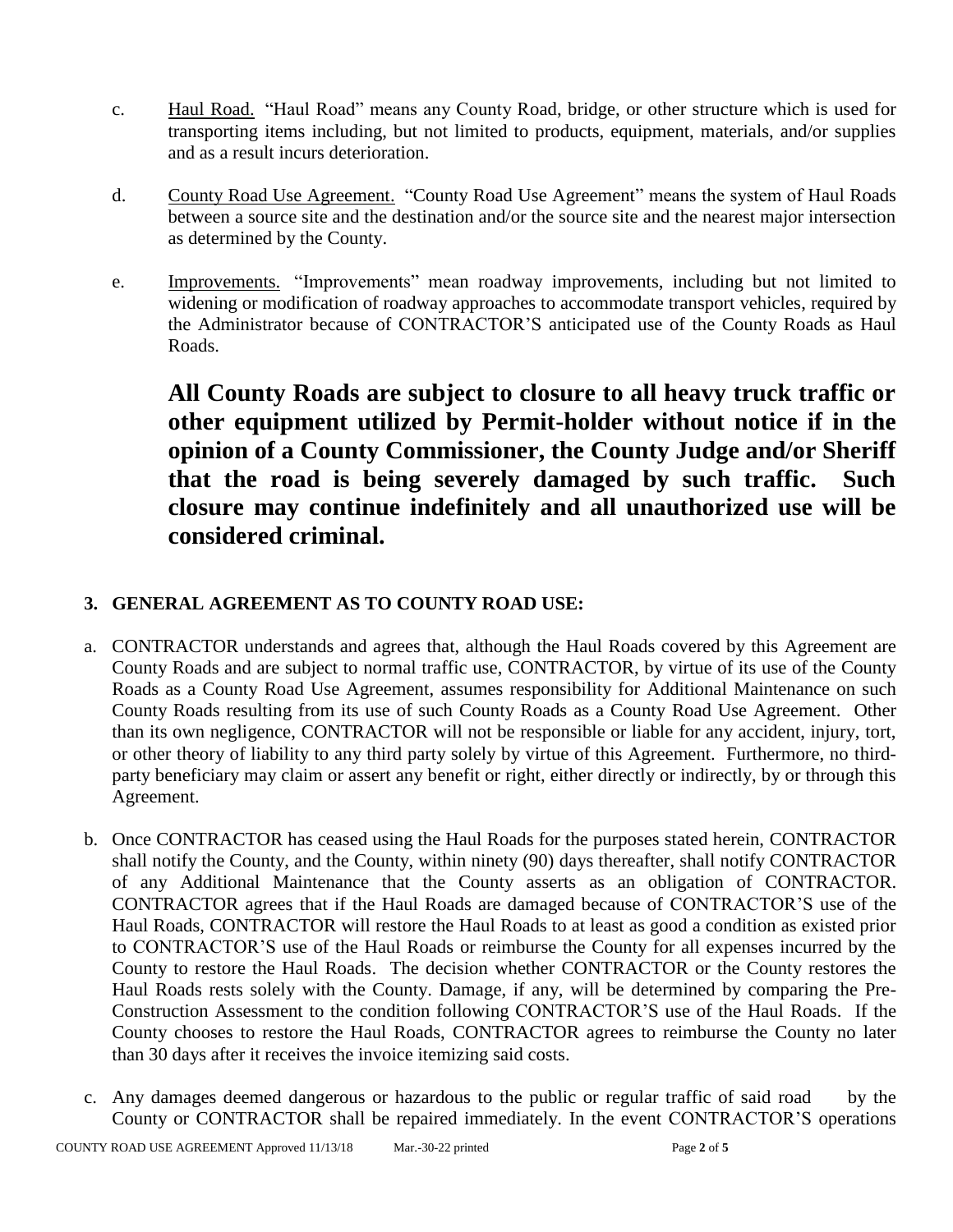c. Haul Road. "Haul Road" means any County Road, bridge, or other structure which is used for transporting items including, but not limited to products, equipment, materials, and/or supplies and as a result incurs deterioration.

d. County Road Use Agreement. "County Road Use Agreement" means the system of Haul Roads between a source site and the destination and/or the source site and the nearest major intersection as determined by the County.

e. Improvements. "Improvements" mean roadway improvements, including but not limited to widening or modification of roadway approaches to accommodate transport vehicles, required by the Administrator because of CONTRACTOR'S anticipated use of the County Roads as Haul Roads.

**All County Roads are subject to closure to all heavy truck traffic or other equipment utilized by Permit-holder without notice if in the opinion of a County Commissioner, the County Judge and/or Sheriff that the road is being severely damaged by such traffic. Such closure may continue indefinitely and all unauthorized use will be considered criminal.**

## 3. GENERAL AGREEMENT AS TO COUNTY ROAD USE:

a. CONTRACTOR understands and agrees that, although the Haul Roads covered by this Agreement are County Roads and are subject to normal traffic use, CONTRACTOR, by virtue of its use of the County Roads as a County Road Use Agreement, assumes responsibility for Additional Maintenance on such County Roads resulting from its use of such County Roads as a County Road Use Agreement. Other than its own negligence, CONTRACTOR will not be responsible or liable for any accident, injury, tort, or other theory of liability to any third party solely by virtue of this Agreement. Furthermore, no third-party beneficiary may claim or assert any benefit or right, either directly or indirectly, by or through this Agreement.

b. Once CONTRACTOR has ceased using the Haul Roads for the purposes stated herein, CONTRACTOR shall notify the County, and the County, within ninety (90) days thereafter, shall notify CONTRACTOR of any Additional Maintenance that the County asserts as an obligation of CONTRACTOR. CONTRACTOR agrees that if the Haul Roads are damaged because of CONTRACTOR'S use of the Haul Roads, CONTRACTOR will restore the Haul Roads to at least as good a condition as existed prior to CONTRACTOR'S use of the Haul Roads or reimburse the County for all expenses incurred by the County to restore the Haul Roads. The decision whether CONTRACTOR or the County restores the Haul Roads rests solely with the County. Damage, if any, will be determined by comparing the Pre-Construction Assessment to the condition following CONTRACTOR'S use of the Haul Roads. If the County chooses to restore the Haul Roads, CONTRACTOR agrees to reimburse the County no later than 30 days after it receives the invoice itemizing said costs.

c. Any damages deemed dangerous or hazardous to the public or regular traffic of said road by the County or CONTRACTOR shall be repaired immediately. In the event CONTRACTOR'S operations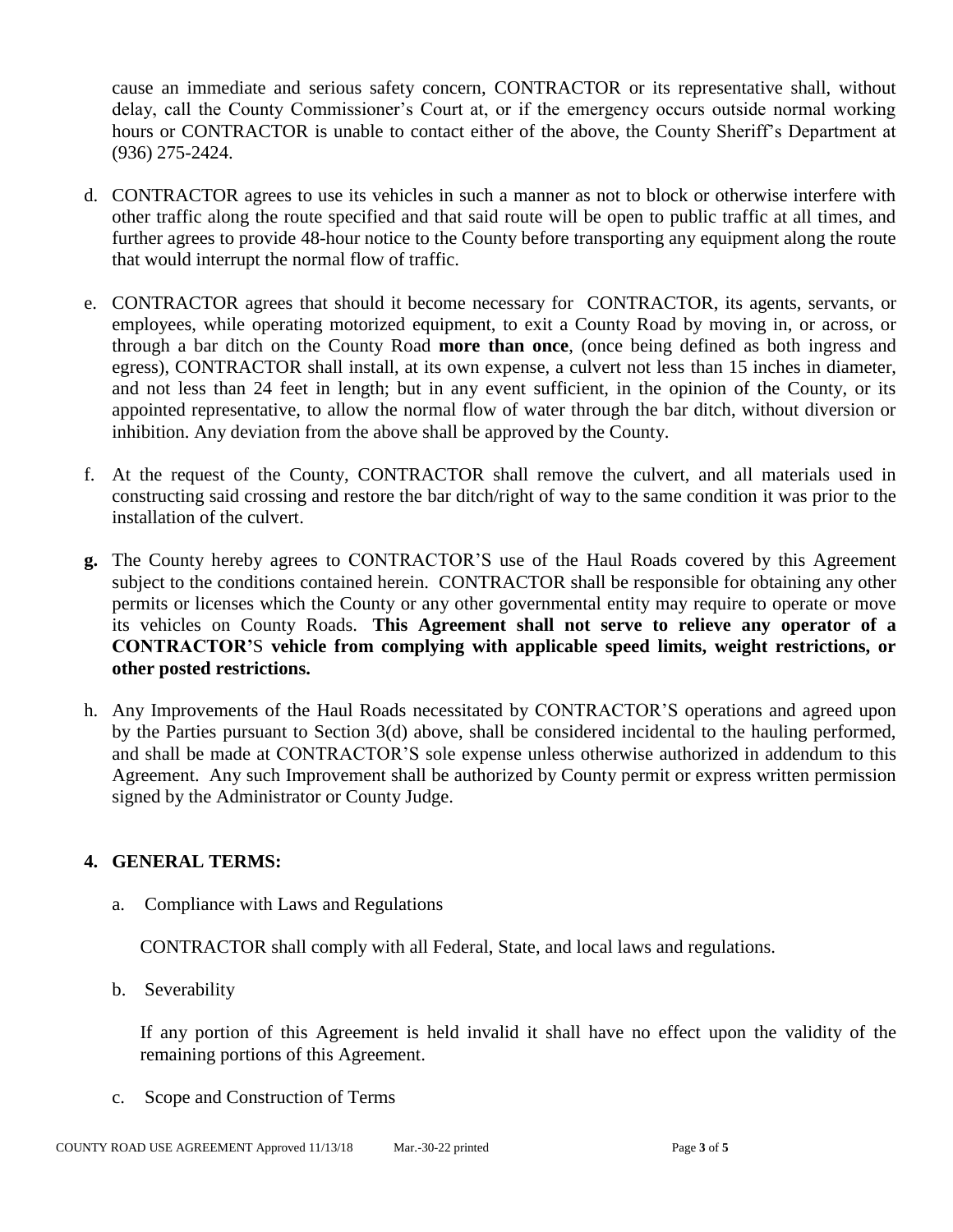cause an immediate and serious safety concern, CONTRACTOR or its representative shall, without delay, call the County Commissioner's Court at, or if the emergency occurs outside normal working hours or CONTRACTOR is unable to contact either of the above, the County Sheriff's Department at (936) 275-2424.

d. CONTRACTOR agrees to use its vehicles in such a manner as not to block or otherwise interfere with other traffic along the route specified and that said route will be open to public traffic at all times, and further agrees to provide 48-hour notice to the County before transporting any equipment along the route that would interrupt the normal flow of traffic.

e. CONTRACTOR agrees that should it become necessary for CONTRACTOR, its agents, servants, or employees, while operating motorized equipment, to exit a County Road by moving in, or across, or through a bar ditch on the County Road **more than once**, (once being defined as both ingress and egress), CONTRACTOR shall install, at its own expense, a culvert not less than 15 inches in diameter, and not less than 24 feet in length; but in any event sufficient, in the opinion of the County, or its appointed representative, to allow the normal flow of water through the bar ditch, without diversion or inhibition. Any deviation from the above shall be approved by the County.

f. At the request of the County, CONTRACTOR shall remove the culvert, and all materials used in constructing said crossing and restore the bar ditch/right of way to the same condition it was prior to the installation of the culvert.

**g.** The County hereby agrees to CONTRACTOR'S use of the Haul Roads covered by this Agreement subject to the conditions contained herein. CONTRACTOR shall be responsible for obtaining any other permits or licenses which the County or any other governmental entity may require to operate or move its vehicles on County Roads. **This Agreement shall not serve to relieve any operator of a CONTRACTOR'S vehicle from complying with applicable speed limits, weight restrictions, or other posted restrictions.**

h. Any Improvements of the Haul Roads necessitated by CONTRACTOR'S operations and agreed upon by the Parties pursuant to Section 3(d) above, shall be considered incidental to the hauling performed, and shall be made at CONTRACTOR'S sole expense unless otherwise authorized in addendum to this Agreement. Any such Improvement shall be authorized by County permit or express written permission signed by the Administrator or County Judge.

## 4. GENERAL TERMS:

a. Compliance with Laws and Regulations

CONTRACTOR shall comply with all Federal, State, and local laws and regulations.

b. Severability

If any portion of this Agreement is held invalid it shall have no effect upon the validity of the remaining portions of this Agreement.

c. Scope and Construction of Terms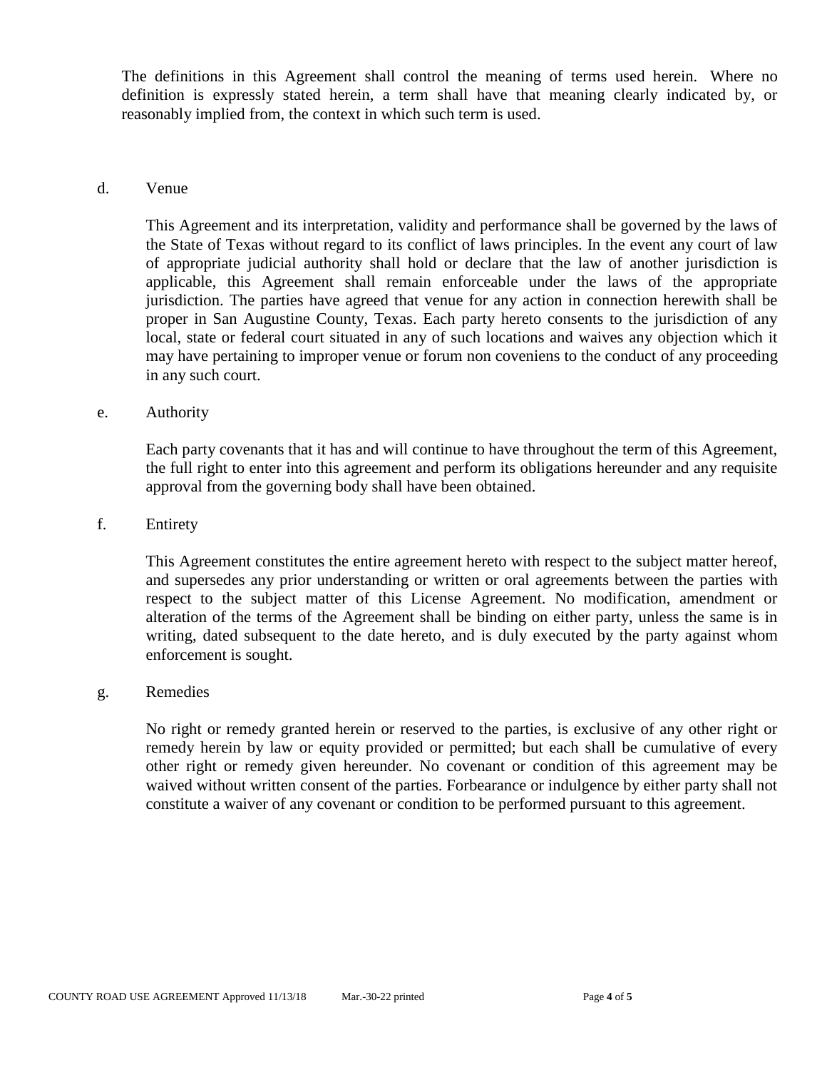The definitions in this Agreement shall control the meaning of terms used herein. Where no definition is expressly stated herein, a term shall have that meaning clearly indicated by, or reasonably implied from, the context in which such term is used.

d. Venue

This Agreement and its interpretation, validity and performance shall be governed by the laws of the State of Texas without regard to its conflict of laws principles. In the event any court of law of appropriate judicial authority shall hold or declare that the law of another jurisdiction is applicable, this Agreement shall remain enforceable under the laws of the appropriate jurisdiction. The parties have agreed that venue for any action in connection herewith shall be proper in San Augustine County, Texas. Each party hereto consents to the jurisdiction of any local, state or federal court situated in any of such locations and waives any objection which it may have pertaining to improper venue or forum non coveniens to the conduct of any proceeding in any such court.

e. Authority

Each party covenants that it has and will continue to have throughout the term of this Agreement, the full right to enter into this agreement and perform its obligations hereunder and any requisite approval from the governing body shall have been obtained.

f. Entirety

This Agreement constitutes the entire agreement hereto with respect to the subject matter hereof, and supersedes any prior understanding or written or oral agreements between the parties with respect to the subject matter of this License Agreement. No modification, amendment or alteration of the terms of the Agreement shall be binding on either party, unless the same is in writing, dated subsequent to the date hereto, and is duly executed by the party against whom enforcement is sought.

g. Remedies

No right or remedy granted herein or reserved to the parties, is exclusive of any other right or remedy herein by law or equity provided or permitted; but each shall be cumulative of every other right or remedy given hereunder. No covenant or condition of this agreement may be waived without written consent of the parties. Forbearance or indulgence by either party shall not constitute a waiver of any covenant or condition to be performed pursuant to this agreement.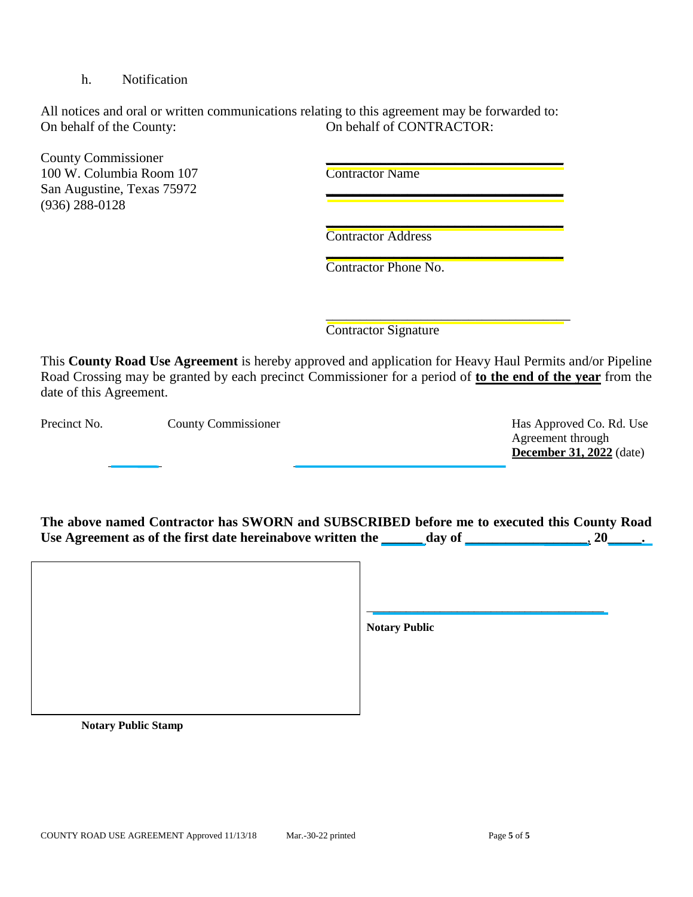h. Notification

All notices and oral or written communications relating to this agreement may be forwarded to:

On behalf of the County:

County Commissioner
100 W. Columbia Room 107
San Augustine, Texas 75972
(936) 288-0128

On behalf of CONTRACTOR:

______________________________
Contractor Name

______________________________

______________________________
Contractor Address

______________________________
Contractor Phone No.

______________________________
Contractor Signature

This **County Road Use Agreement** is hereby approved and application for Heavy Haul Permits and/or Pipeline Road Crossing may be granted by each precinct Commissioner for a period of **to the end of the year** from the date of this Agreement.

| Precinct No. | County Commissioner | Has Approved Co. Rd. Use Agreement through **December 31, 2022** (date) |
|---|---|---|
| ______ | ______________________________ | |

**The above named Contractor has SWORN and SUBSCRIBED before me to executed this County Road Use Agreement as of the first date hereinabove written the ______ day of ________________, 20_____.**

______________________________
**Notary Public**

**Notary Public Stamp**

COUNTY ROAD USE AGREEMENT Approved 11/13/18 Mar.-30-22 printed